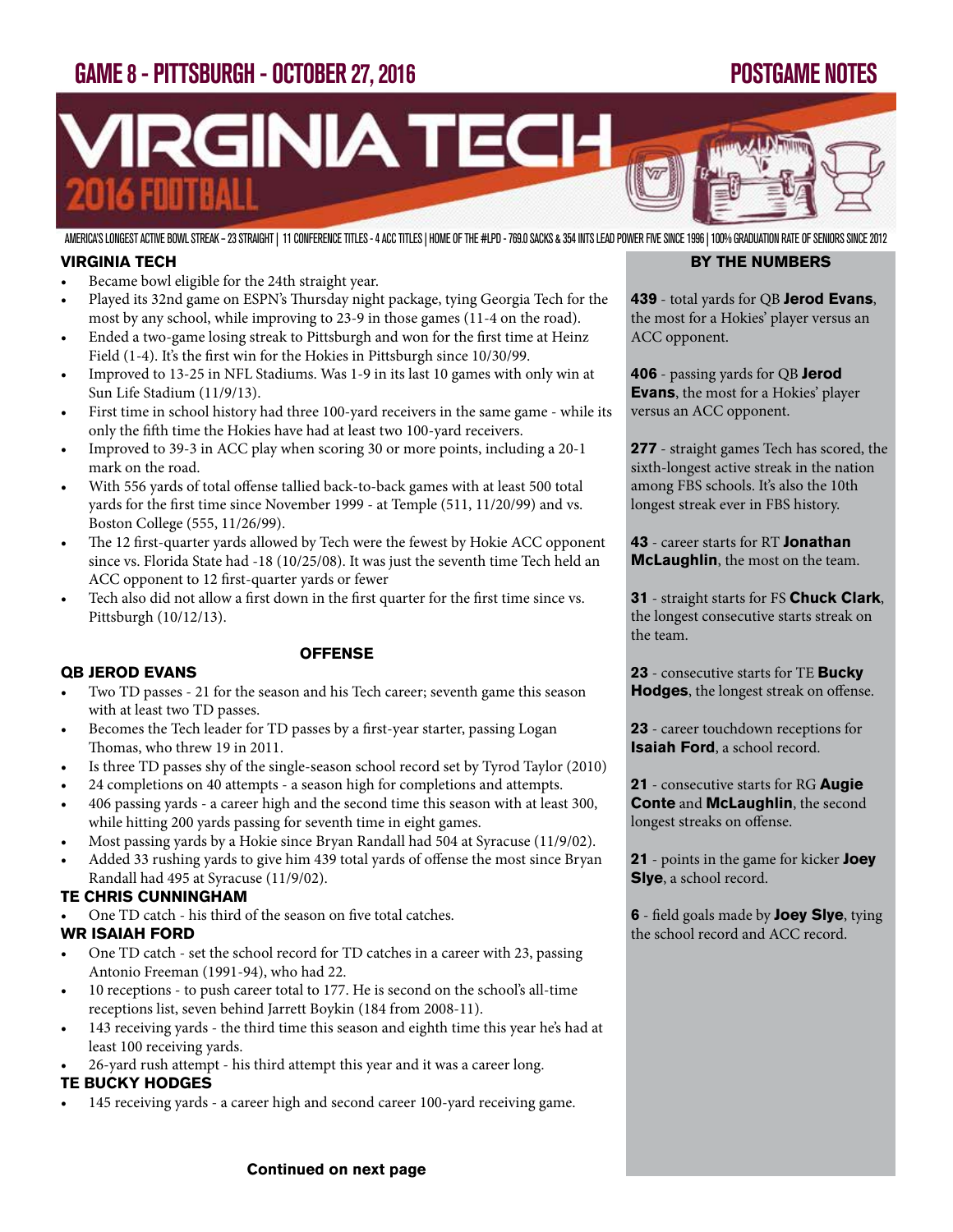# GAME 8 - PITTSBURGH - OCTOBER 27, 2016

# POSTGAME NOTES

# VIRGINIA TECH 2016 FOOTBALL

AMERICA'S LONGEST ACTIVE BOWL STREAK – 23 STRAIGHT | 11 CONFERENCE TITLES - 4 ACC TITLES | HOME OF THE #LPD - 769.0 SACKS & 354 INTS LEAD POWER FIVE SINCE 1996 | 100% GRADUATION RATE OF SENIORS SINCE 2012

## VIRGINIA TECH

- Became bowl eligible for the 24th straight year.
- Played its 32nd game on ESPN's Thursday night package, tying Georgia Tech for the most by any school, while improving to 23-9 in those games (11-4 on the road).
- Ended a two-game losing streak to Pittsburgh and won for the first time at Heinz Field (1-4). It's the first win for the Hokies in Pittsburgh since 10/30/99.
- Improved to 13-25 in NFL Stadiums. Was 1-9 in its last 10 games with only win at Sun Life Stadium (11/9/13).
- First time in school history had three 100-yard receivers in the same game - while its only the fifth time the Hokies have had at least two 100-yard receivers.
- Improved to 39-3 in ACC play when scoring 30 or more points, including a 20-1 mark on the road.
- With 556 yards of total offense tallied back-to-back games with at least 500 total yards for the first time since November 1999 - at Temple (511, 11/20/99) and vs. Boston College (555, 11/26/99).
- The 12 first-quarter yards allowed by Tech were the fewest by Hokie ACC opponent since vs. Florida State had -18 (10/25/08). It was just the seventh time Tech held an ACC opponent to 12 first-quarter yards or fewer
- Tech also did not allow a first down in the first quarter for the first time since vs. Pittsburgh (10/12/13).

## OFFENSE

### QB JEROD EVANS

- Two TD passes - 21 for the season and his Tech career; seventh game this season with at least two TD passes.
- Becomes the Tech leader for TD passes by a first-year starter, passing Logan Thomas, who threw 19 in 2011.
- Is three TD passes shy of the single-season school record set by Tyrod Taylor (2010)
- 24 completions on 40 attempts - a season high for completions and attempts.
- 406 passing yards - a career high and the second time this season with at least 300, while hitting 200 yards passing for seventh time in eight games.
- Most passing yards by a Hokie since Bryan Randall had 504 at Syracuse (11/9/02).
- Added 33 rushing yards to give him 439 total yards of offense the most since Bryan Randall had 495 at Syracuse (11/9/02).

### TE CHRIS CUNNINGHAM

- One TD catch - his third of the season on five total catches.

### WR ISAIAH FORD

- One TD catch - set the school record for TD catches in a career with 23, passing Antonio Freeman (1991-94), who had 22.
- 10 receptions - to push career total to 177. He is second on the school's all-time receptions list, seven behind Jarrett Boykin (184 from 2008-11).
- 143 receiving yards - the third time this season and eighth time this year he's had at least 100 receiving yards.
- 26-yard rush attempt - his third attempt this year and it was a career long.

### TE BUCKY HODGES

- 145 receiving yards - a career high and second career 100-yard receiving game.

**Continued on next page**

## BY THE NUMBERS

**439** - total yards for QB **Jerod Evans**, the most for a Hokies' player versus an ACC opponent.

**406** - passing yards for QB **Jerod Evans**, the most for a Hokies' player versus an ACC opponent.

**277** - straight games Tech has scored, the sixth-longest active streak in the nation among FBS schools. It's also the 10th longest streak ever in FBS history.

**43** - career starts for RT **Jonathan McLaughlin**, the most on the team.

**31** - straight starts for FS **Chuck Clark**, the longest consecutive starts streak on the team.

**23** - consecutive starts for TE **Bucky Hodges**, the longest streak on offense.

**23** - career touchdown receptions for **Isaiah Ford**, a school record.

**21** - consecutive starts for RG **Augie Conte** and **McLaughlin**, the second longest streaks on offense.

**21** - points in the game for kicker **Joey Slye**, a school record.

**6** - field goals made by **Joey Slye**, tying the school record and ACC record.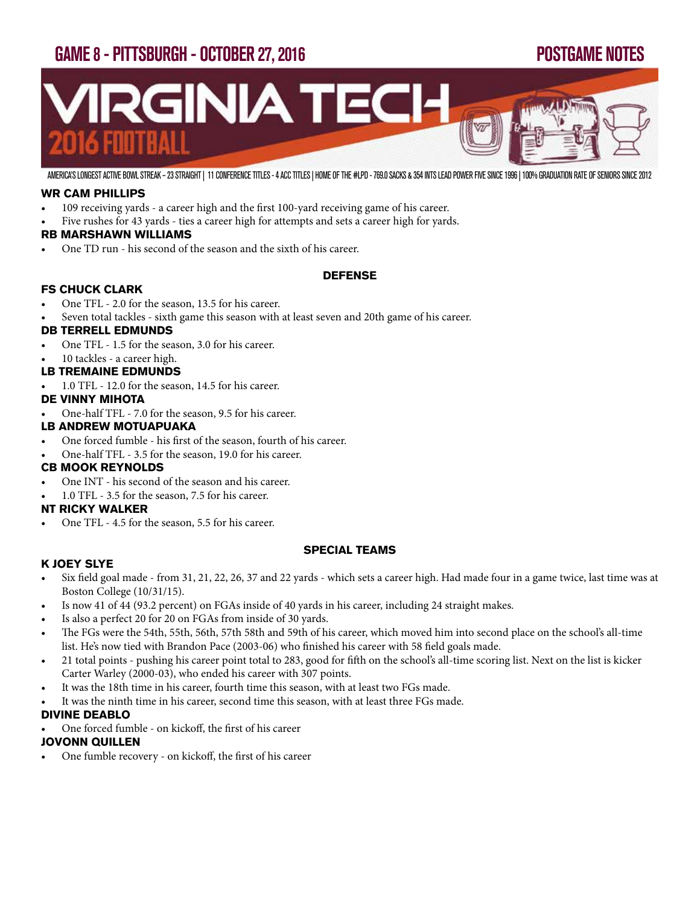# GAME 8 - PITTSBURGH - OCTOBER 27, 2016

# POSTGAME NOTES

VIRGINIA TECH 2016 FOOTBALL

AMERICA'S LONGEST ACTIVE BOWL STREAK – 23 STRAIGHT | 11 CONFERENCE TITLES - 4 ACC TITLES | HOME OF THE #LPD - 769.0 SACKS & 354 INTS LEAD POWER FIVE SINCE 1996 | 100% GRADUATION RATE OF SENIORS SINCE 2012

### WR CAM PHILLIPS

- 109 receiving yards - a career high and the first 100-yard receiving game of his career.
- Five rushes for 43 yards - ties a career high for attempts and sets a career high for yards.

### RB MARSHAWN WILLIAMS

- One TD run - his second of the season and the sixth of his career.

## DEFENSE

### FS CHUCK CLARK

- One TFL - 2.0 for the season, 13.5 for his career.
- Seven total tackles - sixth game this season with at least seven and 20th game of his career.

### DB TERRELL EDMUNDS

- One TFL - 1.5 for the season, 3.0 for his career.
- 10 tackles - a career high.

### LB TREMAINE EDMUNDS

- 1.0 TFL - 12.0 for the season, 14.5 for his career.

### DE VINNY MIHOTA

- One-half TFL - 7.0 for the season, 9.5 for his career.

### LB ANDREW MOTUAPUAKA

- One forced fumble - his first of the season, fourth of his career.
- One-half TFL - 3.5 for the season, 19.0 for his career.

### CB MOOK REYNOLDS

- One INT - his second of the season and his career.
- 1.0 TFL - 3.5 for the season, 7.5 for his career.

### NT RICKY WALKER

- One TFL - 4.5 for the season, 5.5 for his career.

## SPECIAL TEAMS

### K JOEY SLYE

- Six field goal made - from 31, 21, 22, 26, 37 and 22 yards - which sets a career high. Had made four in a game twice, last time was at Boston College (10/31/15).
- Is now 41 of 44 (93.2 percent) on FGAs inside of 40 yards in his career, including 24 straight makes.
- Is also a perfect 20 for 20 on FGAs from inside of 30 yards.
- The FGs were the 54th, 55th, 56th, 57th 58th and 59th of his career, which moved him into second place on the school's all-time list. He's now tied with Brandon Pace (2003-06) who finished his career with 58 field goals made.
- 21 total points - pushing his career point total to 283, good for fifth on the school's all-time scoring list. Next on the list is kicker Carter Warley (2000-03), who ended his career with 307 points.
- It was the 18th time in his career, fourth time this season, with at least two FGs made.
- It was the ninth time in his career, second time this season, with at least three FGs made.

### DIVINE DEABLO

- One forced fumble - on kickoff, the first of his career

### JOVONN QUILLEN

- One fumble recovery - on kickoff, the first of his career